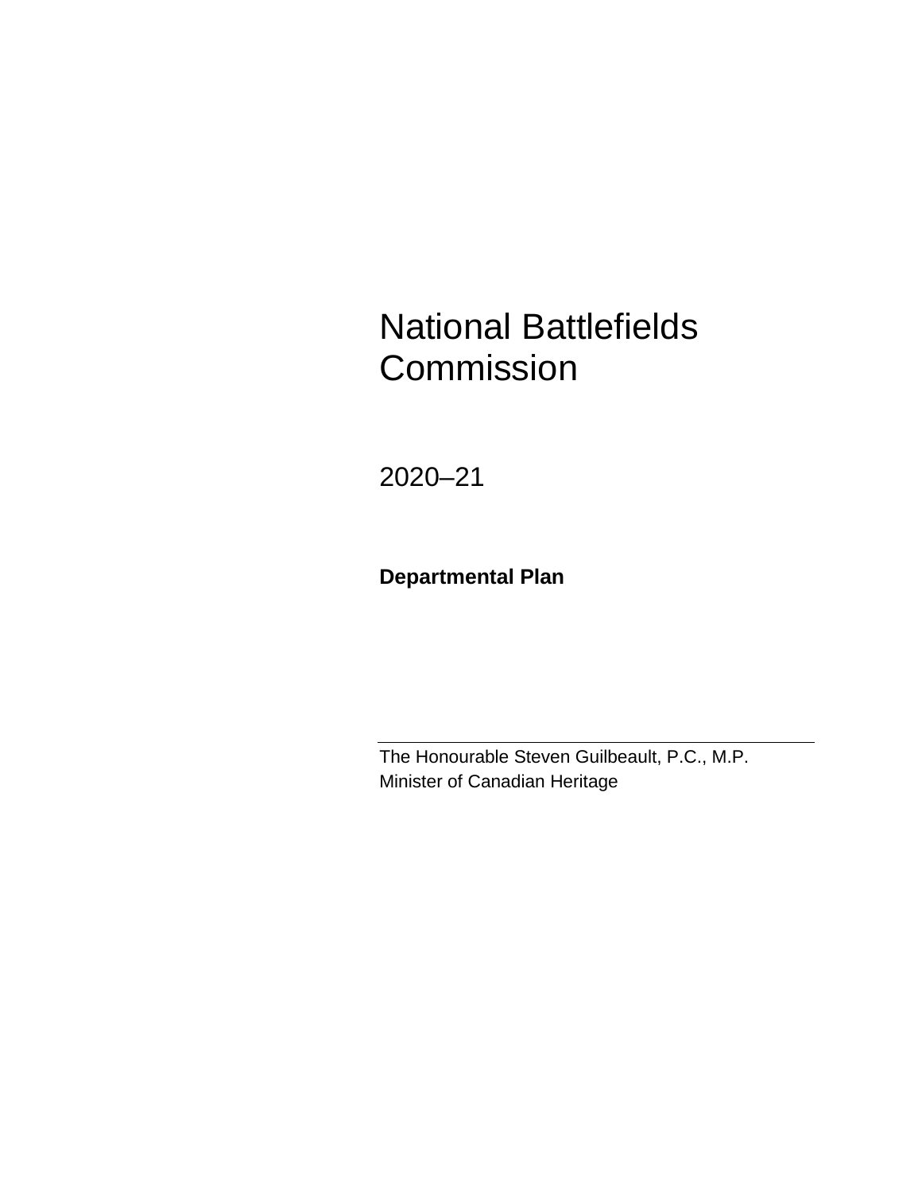# National Battlefields Commission

2020–21

**Departmental Plan**

---

The Honourable Steven Guilbeault, P.C., M.P.
Minister of Canadian Heritage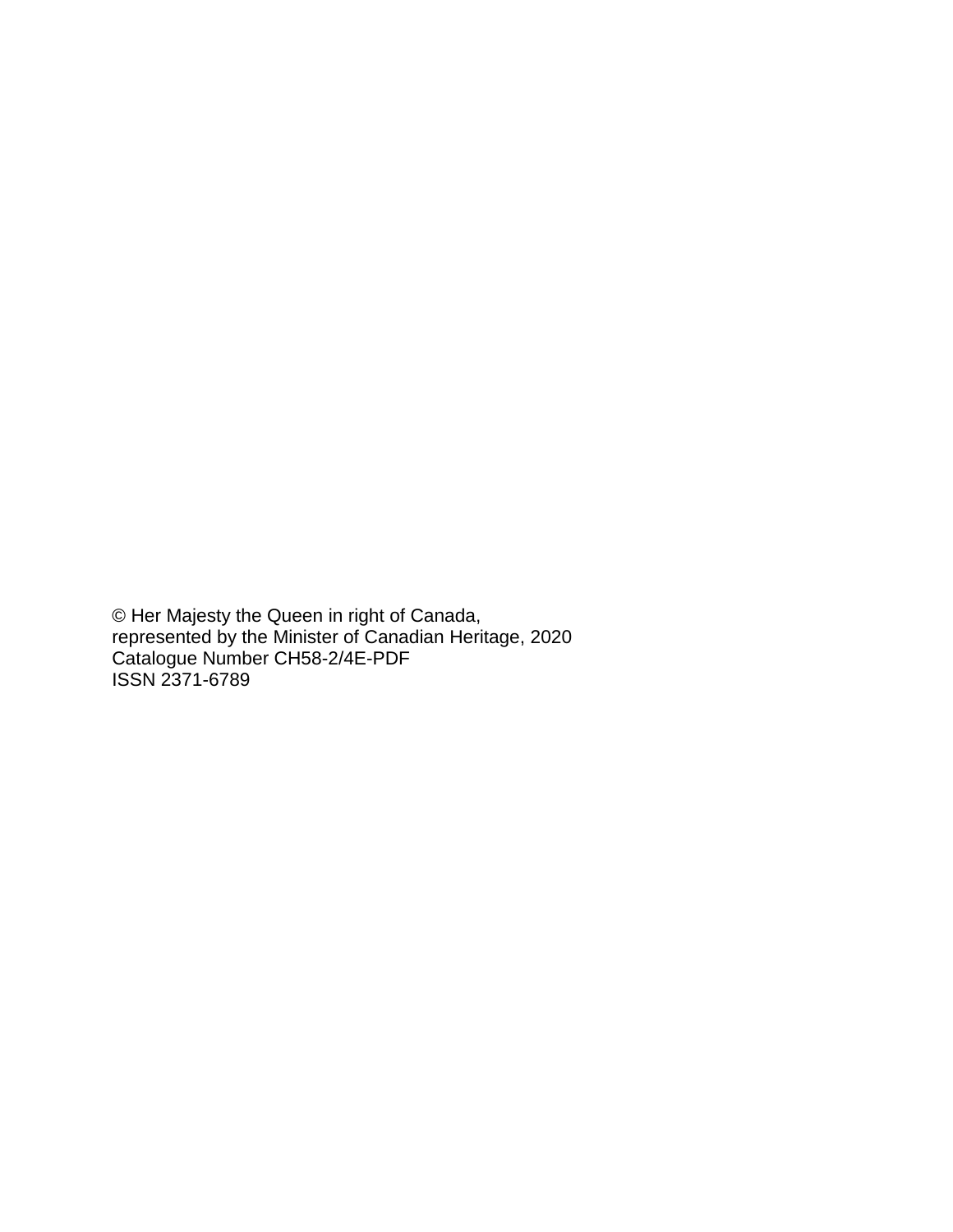© Her Majesty the Queen in right of Canada,
represented by the Minister of Canadian Heritage, 2020
Catalogue Number CH58-2/4E-PDF
ISSN 2371-6789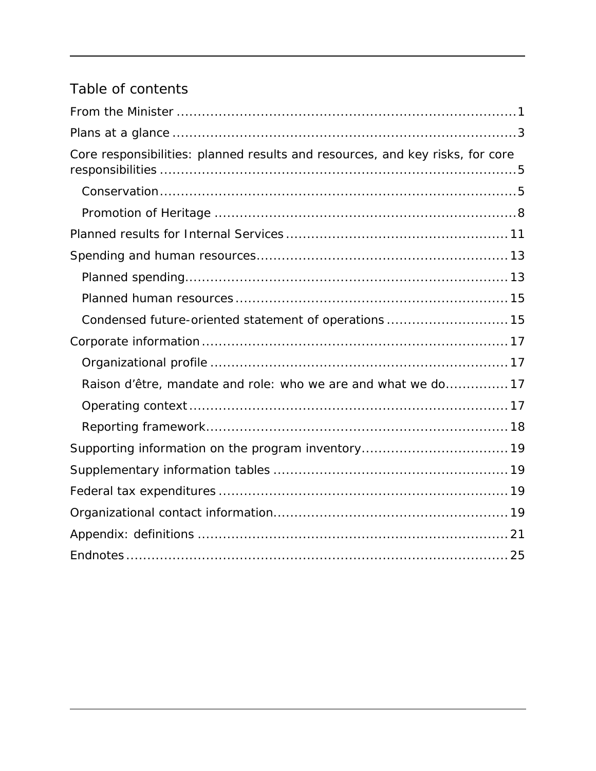# Table of contents

From the Minister ........................................................................... 1

Plans at a glance ............................................................................ 3

Core responsibilities: planned results and resources, and key risks, for core responsibilities ........................................................................... 5

- Conservation ........................................................................... 5
- Promotion of Heritage ............................................................... 8

Planned results for Internal Services ................................................ 11

Spending and human resources ....................................................... 13

- Planned spending ..................................................................... 13
- Planned human resources .......................................................... 15
- Condensed future-oriented statement of operations ....................... 15

Corporate information ...................................................................... 17

- Organizational profile ............................................................... 17
- Raison d’être, mandate and role: who we are and what we do ............ 17
- Operating context ..................................................................... 17
- Reporting framework ................................................................. 18

Supporting information on the program inventory ................................ 19

Supplementary information tables ..................................................... 19

Federal tax expenditures .................................................................. 19

Organizational contact information ..................................................... 19

Appendix: definitions ....................................................................... 21

Endnotes ....................................................................................... 25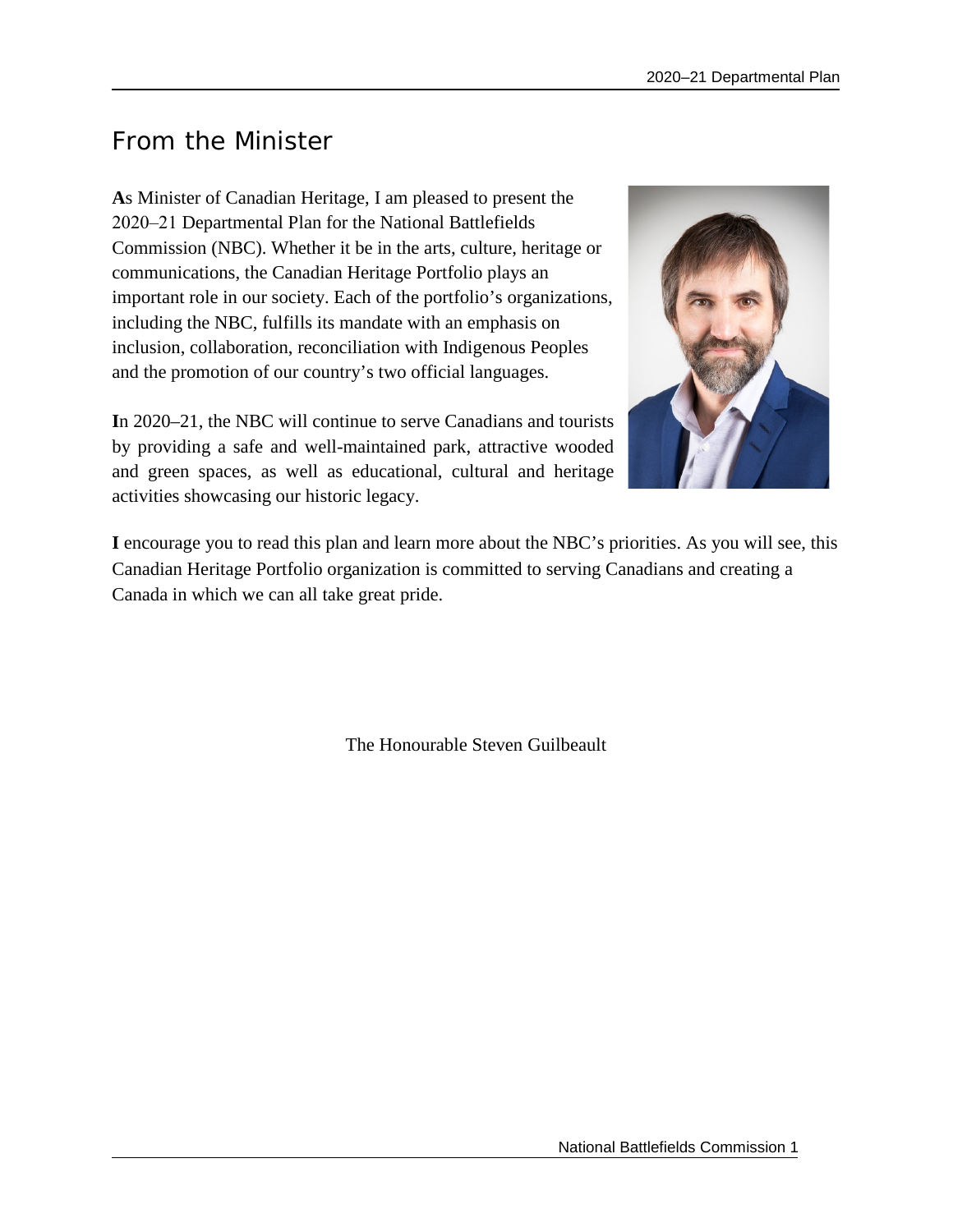# From the Minister

**A**s Minister of Canadian Heritage, I am pleased to present the 2020–21 Departmental Plan for the National Battlefields Commission (NBC). Whether it be in the arts, culture, heritage or communications, the Canadian Heritage Portfolio plays an important role in our society. Each of the portfolio's organizations, including the NBC, fulfills its mandate with an emphasis on inclusion, collaboration, reconciliation with Indigenous Peoples and the promotion of our country's two official languages.

**I**n 2020–21, the NBC will continue to serve Canadians and tourists by providing a safe and well-maintained park, attractive wooded and green spaces, as well as educational, cultural and heritage activities showcasing our historic legacy.

**I** encourage you to read this plan and learn more about the NBC's priorities. As you will see, this Canadian Heritage Portfolio organization is committed to serving Canadians and creating a Canada in which we can all take great pride.

The Honourable Steven Guilbeault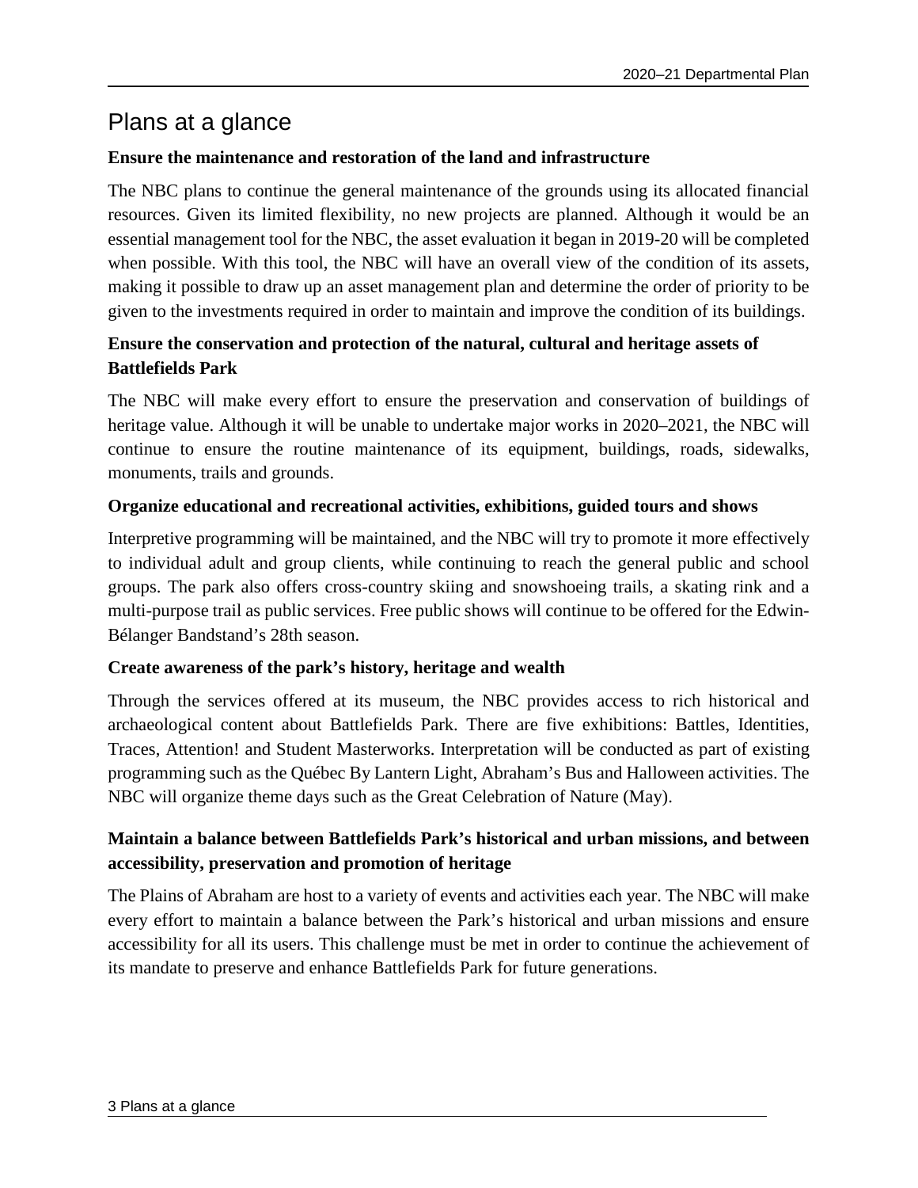# Plans at a glance

**Ensure the maintenance and restoration of the land and infrastructure**

The NBC plans to continue the general maintenance of the grounds using its allocated financial resources. Given its limited flexibility, no new projects are planned. Although it would be an essential management tool for the NBC, the asset evaluation it began in 2019-20 will be completed when possible. With this tool, the NBC will have an overall view of the condition of its assets, making it possible to draw up an asset management plan and determine the order of priority to be given to the investments required in order to maintain and improve the condition of its buildings.

**Ensure the conservation and protection of the natural, cultural and heritage assets of Battlefields Park**

The NBC will make every effort to ensure the preservation and conservation of buildings of heritage value. Although it will be unable to undertake major works in 2020–2021, the NBC will continue to ensure the routine maintenance of its equipment, buildings, roads, sidewalks, monuments, trails and grounds.

**Organize educational and recreational activities, exhibitions, guided tours and shows**

Interpretive programming will be maintained, and the NBC will try to promote it more effectively to individual adult and group clients, while continuing to reach the general public and school groups. The park also offers cross-country skiing and snowshoeing trails, a skating rink and a multi-purpose trail as public services. Free public shows will continue to be offered for the Edwin-Bélanger Bandstand's 28th season.

**Create awareness of the park's history, heritage and wealth**

Through the services offered at its museum, the NBC provides access to rich historical and archaeological content about Battlefields Park. There are five exhibitions: Battles, Identities, Traces, Attention! and Student Masterworks. Interpretation will be conducted as part of existing programming such as the Québec By Lantern Light, Abraham's Bus and Halloween activities. The NBC will organize theme days such as the Great Celebration of Nature (May).

**Maintain a balance between Battlefields Park's historical and urban missions, and between accessibility, preservation and promotion of heritage**

The Plains of Abraham are host to a variety of events and activities each year. The NBC will make every effort to maintain a balance between the Park's historical and urban missions and ensure accessibility for all its users. This challenge must be met in order to continue the achievement of its mandate to preserve and enhance Battlefields Park for future generations.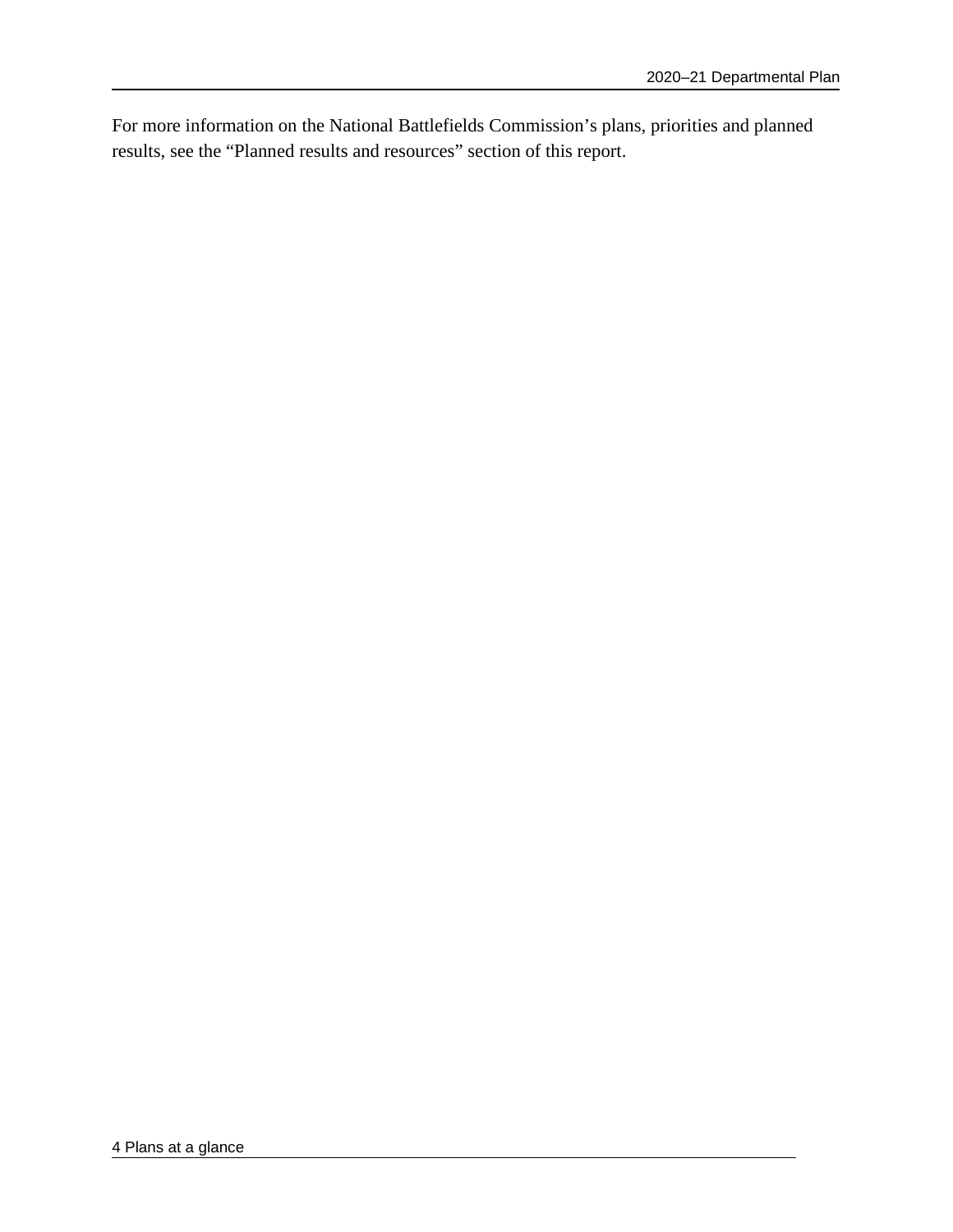For more information on the National Battlefields Commission's plans, priorities and planned results, see the "Planned results and resources" section of this report.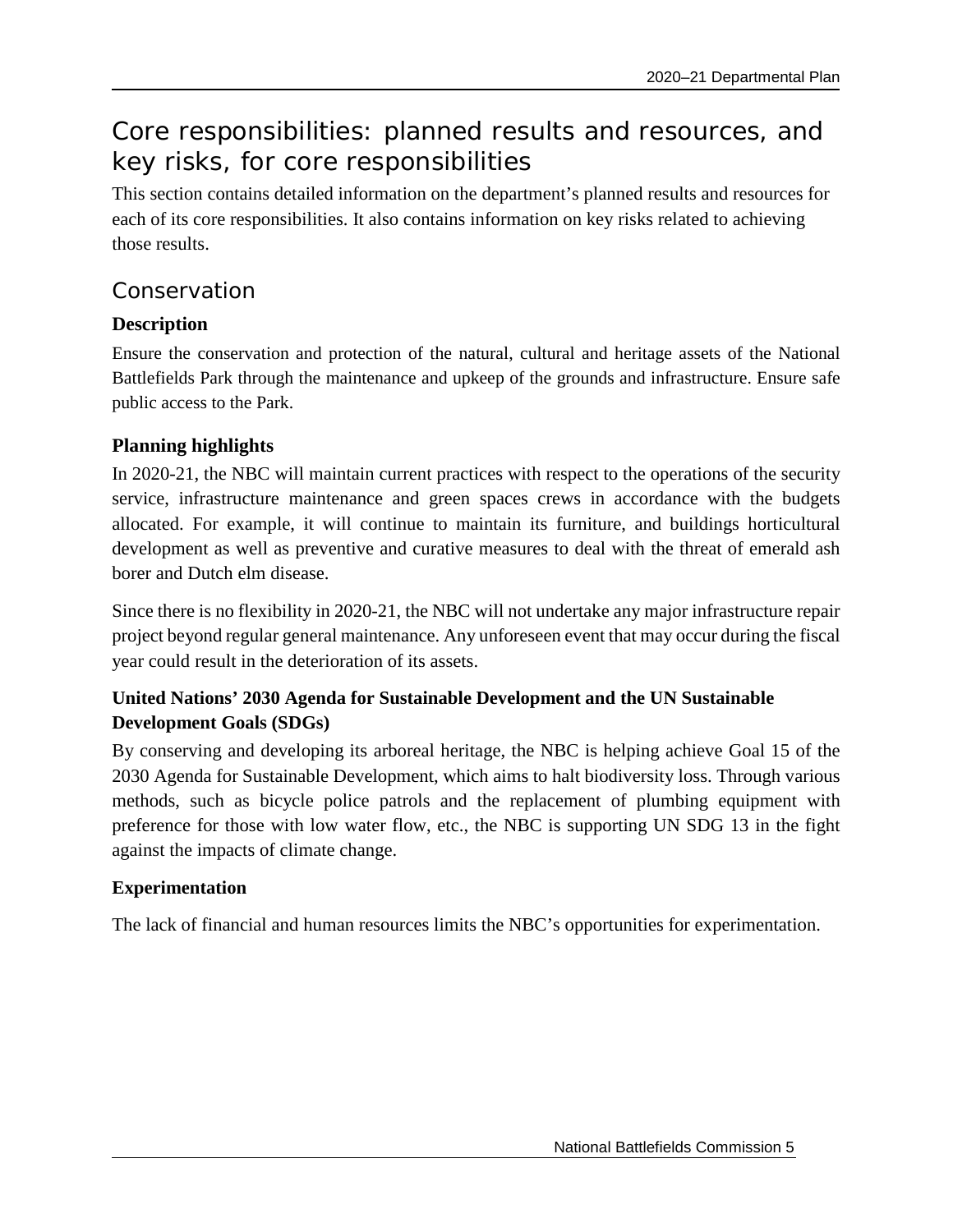# Core responsibilities: planned results and resources, and key risks, for core responsibilities

This section contains detailed information on the department's planned results and resources for each of its core responsibilities. It also contains information on key risks related to achieving those results.

## Conservation

### Description

Ensure the conservation and protection of the natural, cultural and heritage assets of the National Battlefields Park through the maintenance and upkeep of the grounds and infrastructure. Ensure safe public access to the Park.

### Planning highlights

In 2020-21, the NBC will maintain current practices with respect to the operations of the security service, infrastructure maintenance and green spaces crews in accordance with the budgets allocated. For example, it will continue to maintain its furniture, and buildings horticultural development as well as preventive and curative measures to deal with the threat of emerald ash borer and Dutch elm disease.

Since there is no flexibility in 2020-21, the NBC will not undertake any major infrastructure repair project beyond regular general maintenance. Any unforeseen event that may occur during the fiscal year could result in the deterioration of its assets.

### United Nations' 2030 Agenda for Sustainable Development and the UN Sustainable Development Goals (SDGs)

By conserving and developing its arboreal heritage, the NBC is helping achieve Goal 15 of the 2030 Agenda for Sustainable Development, which aims to halt biodiversity loss. Through various methods, such as bicycle police patrols and the replacement of plumbing equipment with preference for those with low water flow, etc., the NBC is supporting UN SDG 13 in the fight against the impacts of climate change.

### Experimentation

The lack of financial and human resources limits the NBC's opportunities for experimentation.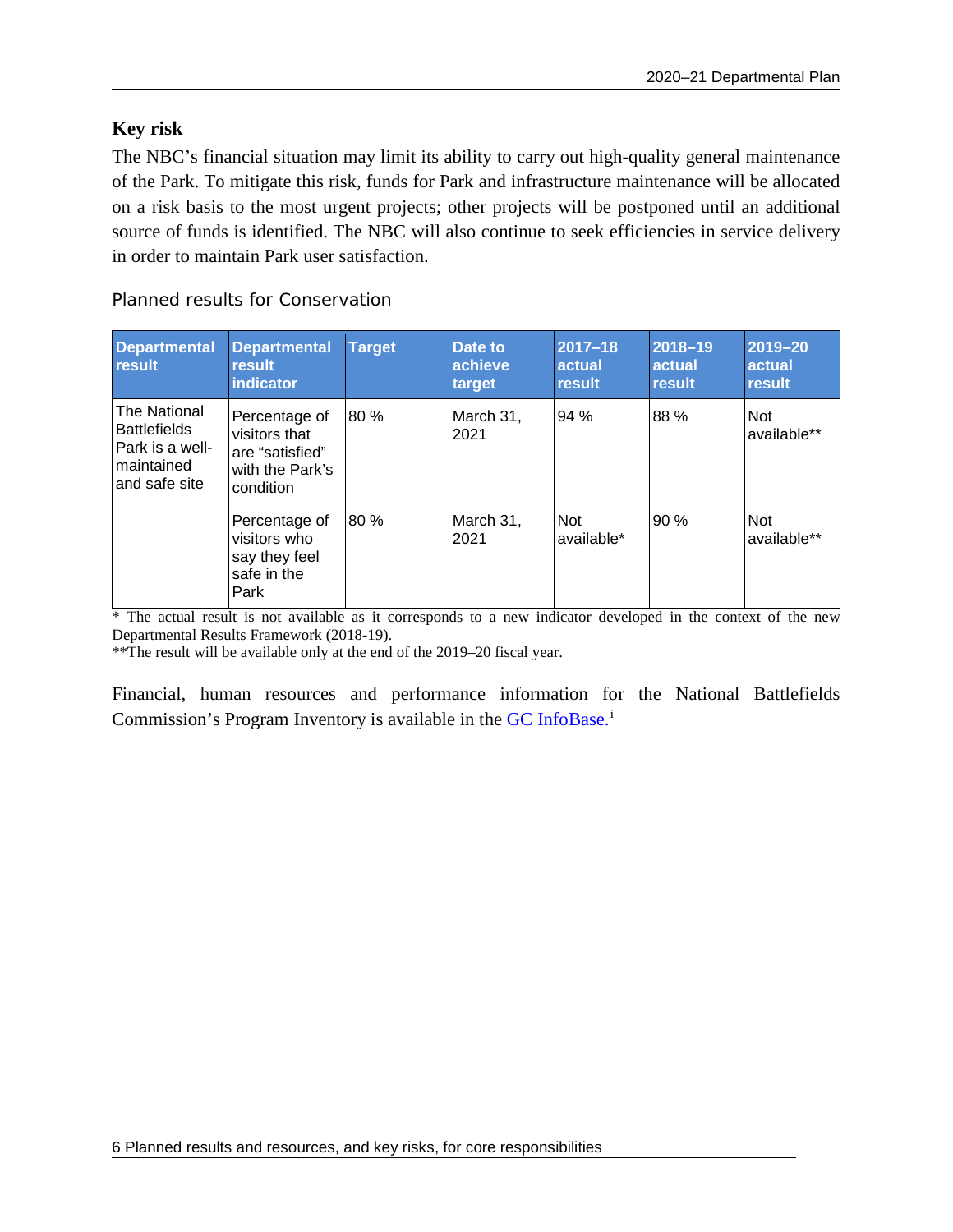### Key risk

The NBC's financial situation may limit its ability to carry out high-quality general maintenance of the Park. To mitigate this risk, funds for Park and infrastructure maintenance will be allocated on a risk basis to the most urgent projects; other projects will be postponed until an additional source of funds is identified. The NBC will also continue to seek efficiencies in service delivery in order to maintain Park user satisfaction.

Planned results for Conservation

| Departmental result | Departmental result indicator | Target | Date to achieve target | 2017–18 actual result | 2018–19 actual result | 2019–20 actual result |
|---|---|---|---|---|---|---|
| The National Battlefields Park is a well-maintained and safe site | Percentage of visitors that are "satisfied" with the Park's condition | 80 % | March 31, 2021 | 94 % | 88 % | Not available** |
| | Percentage of visitors who say they feel safe in the Park | 80 % | March 31, 2021 | Not available* | 90 % | Not available** |

* The actual result is not available as it corresponds to a new indicator developed in the context of the new Departmental Results Framework (2018-19).

**The result will be available only at the end of the 2019–20 fiscal year.

Financial, human resources and performance information for the National Battlefields Commission's Program Inventory is available in the GC InfoBase.[i]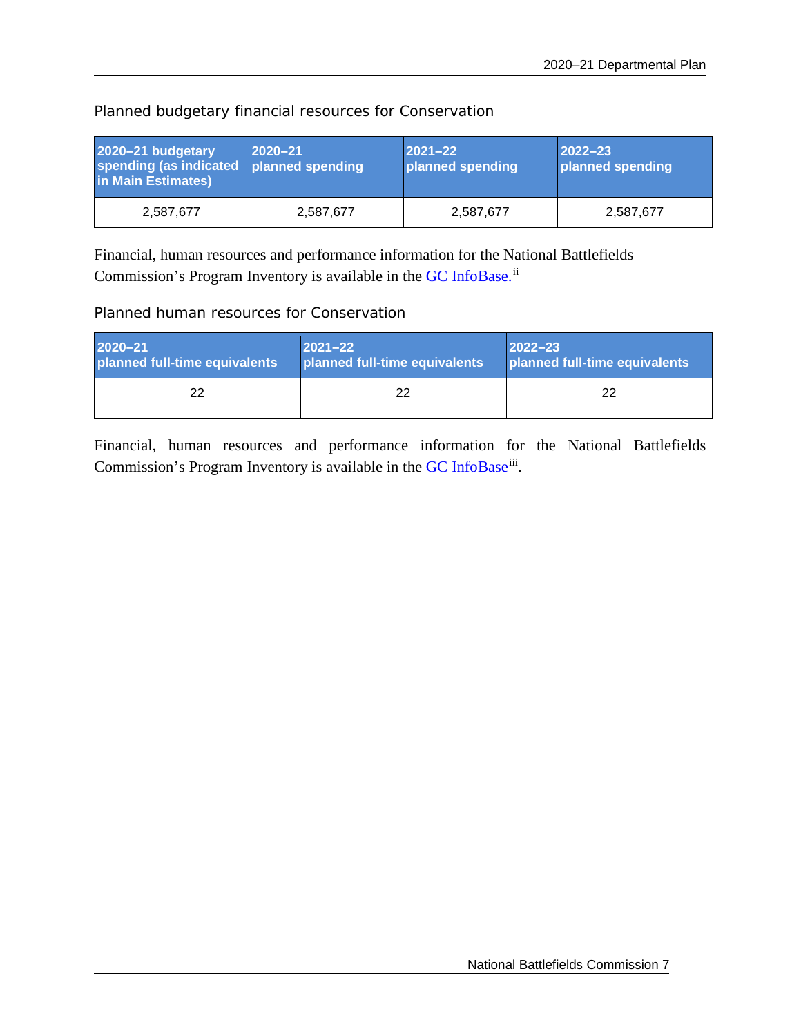### Planned budgetary financial resources for Conservation

| 2020–21 budgetary spending (as indicated in Main Estimates) | 2020–21 planned spending | 2021–22 planned spending | 2022–23 planned spending |
|---|---|---|---|
| 2,587,677 | 2,587,677 | 2,587,677 | 2,587,677 |

Financial, human resources and performance information for the National Battlefields Commission's Program Inventory is available in the GC InfoBase.[ii]

### Planned human resources for Conservation

| 2020–21 planned full-time equivalents | 2021–22 planned full-time equivalents | 2022–23 planned full-time equivalents |
|---|---|---|
| 22 | 22 | 22 |

Financial, human resources and performance information for the National Battlefields Commission's Program Inventory is available in the GC InfoBase[iii].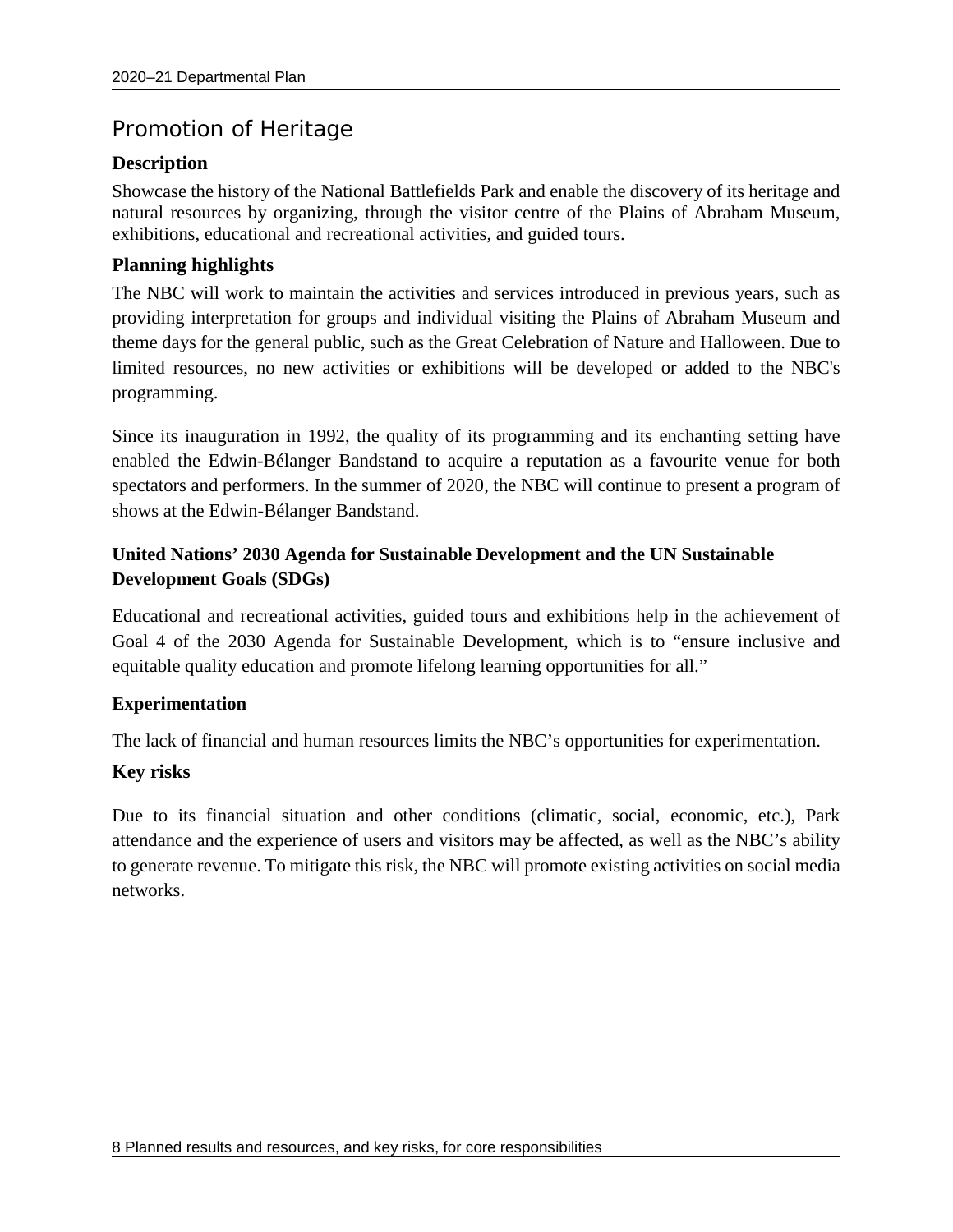## Promotion of Heritage

### Description

Showcase the history of the National Battlefields Park and enable the discovery of its heritage and natural resources by organizing, through the visitor centre of the Plains of Abraham Museum, exhibitions, educational and recreational activities, and guided tours.

### Planning highlights

The NBC will work to maintain the activities and services introduced in previous years, such as providing interpretation for groups and individual visiting the Plains of Abraham Museum and theme days for the general public, such as the Great Celebration of Nature and Halloween. Due to limited resources, no new activities or exhibitions will be developed or added to the NBC's programming.

Since its inauguration in 1992, the quality of its programming and its enchanting setting have enabled the Edwin-Bélanger Bandstand to acquire a reputation as a favourite venue for both spectators and performers. In the summer of 2020, the NBC will continue to present a program of shows at the Edwin-Bélanger Bandstand.

### United Nations' 2030 Agenda for Sustainable Development and the UN Sustainable Development Goals (SDGs)

Educational and recreational activities, guided tours and exhibitions help in the achievement of Goal 4 of the 2030 Agenda for Sustainable Development, which is to "ensure inclusive and equitable quality education and promote lifelong learning opportunities for all."

### Experimentation

The lack of financial and human resources limits the NBC's opportunities for experimentation.

### Key risks

Due to its financial situation and other conditions (climatic, social, economic, etc.), Park attendance and the experience of users and visitors may be affected, as well as the NBC's ability to generate revenue. To mitigate this risk, the NBC will promote existing activities on social media networks.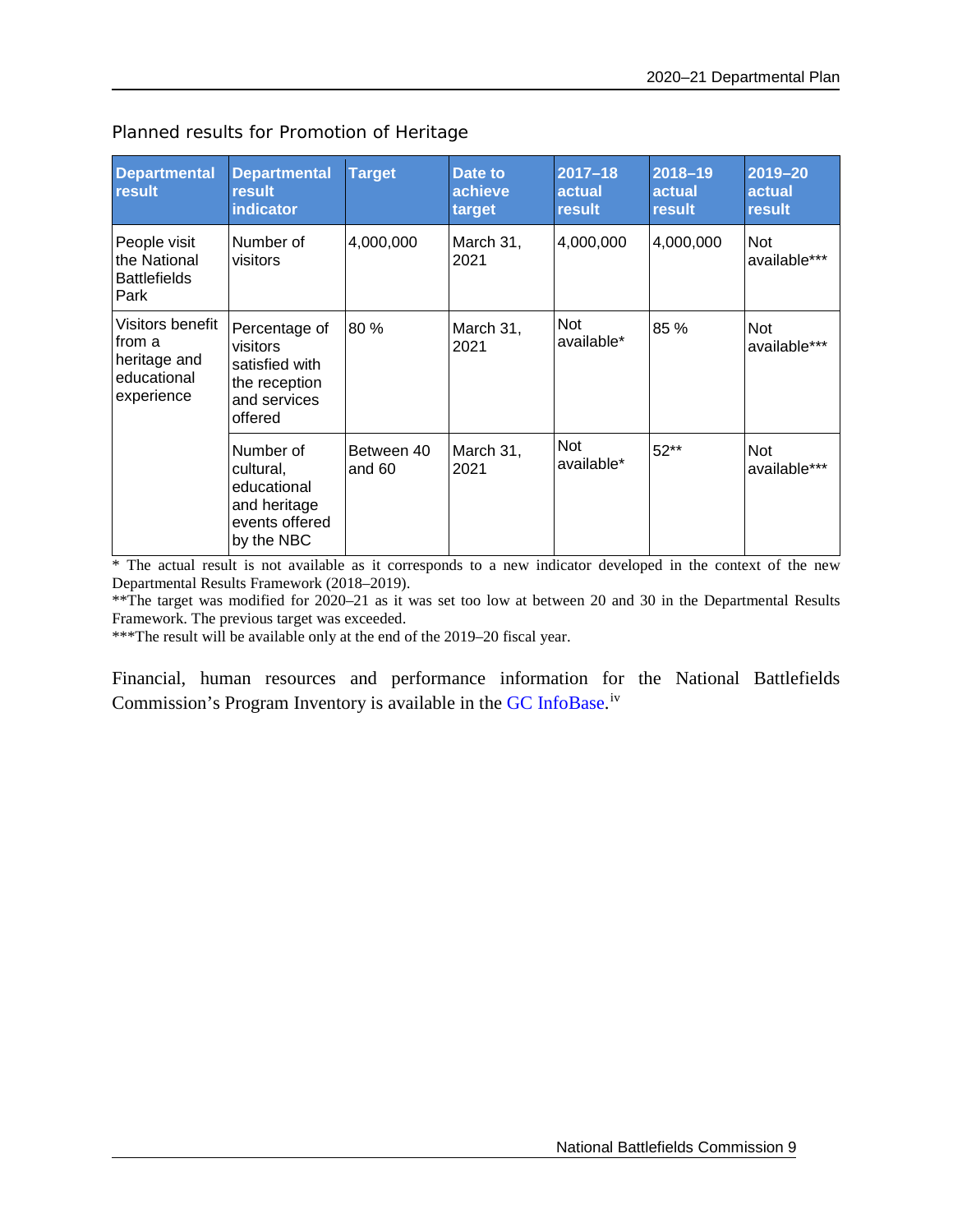### Planned results for Promotion of Heritage

| Departmental result | Departmental result indicator | Target | Date to achieve target | 2017–18 actual result | 2018–19 actual result | 2019–20 actual result |
|---|---|---|---|---|---|---|
| People visit the National Battlefields Park | Number of visitors | 4,000,000 | March 31, 2021 | 4,000,000 | 4,000,000 | Not available*** |
| Visitors benefit from a heritage and educational experience | Percentage of visitors satisfied with the reception and services offered | 80 % | March 31, 2021 | Not available* | 85 % | Not available*** |
| | Number of cultural, educational and heritage events offered by the NBC | Between 40 and 60 | March 31, 2021 | Not available* | 52** | Not available*** |

\* The actual result is not available as it corresponds to a new indicator developed in the context of the new Departmental Results Framework (2018–2019).

\*\*The target was modified for 2020–21 as it was set too low at between 20 and 30 in the Departmental Results Framework. The previous target was exceeded.

\*\*\*The result will be available only at the end of the 2019–20 fiscal year.

Financial, human resources and performance information for the National Battlefields Commission's Program Inventory is available in the GC InfoBase.[iv]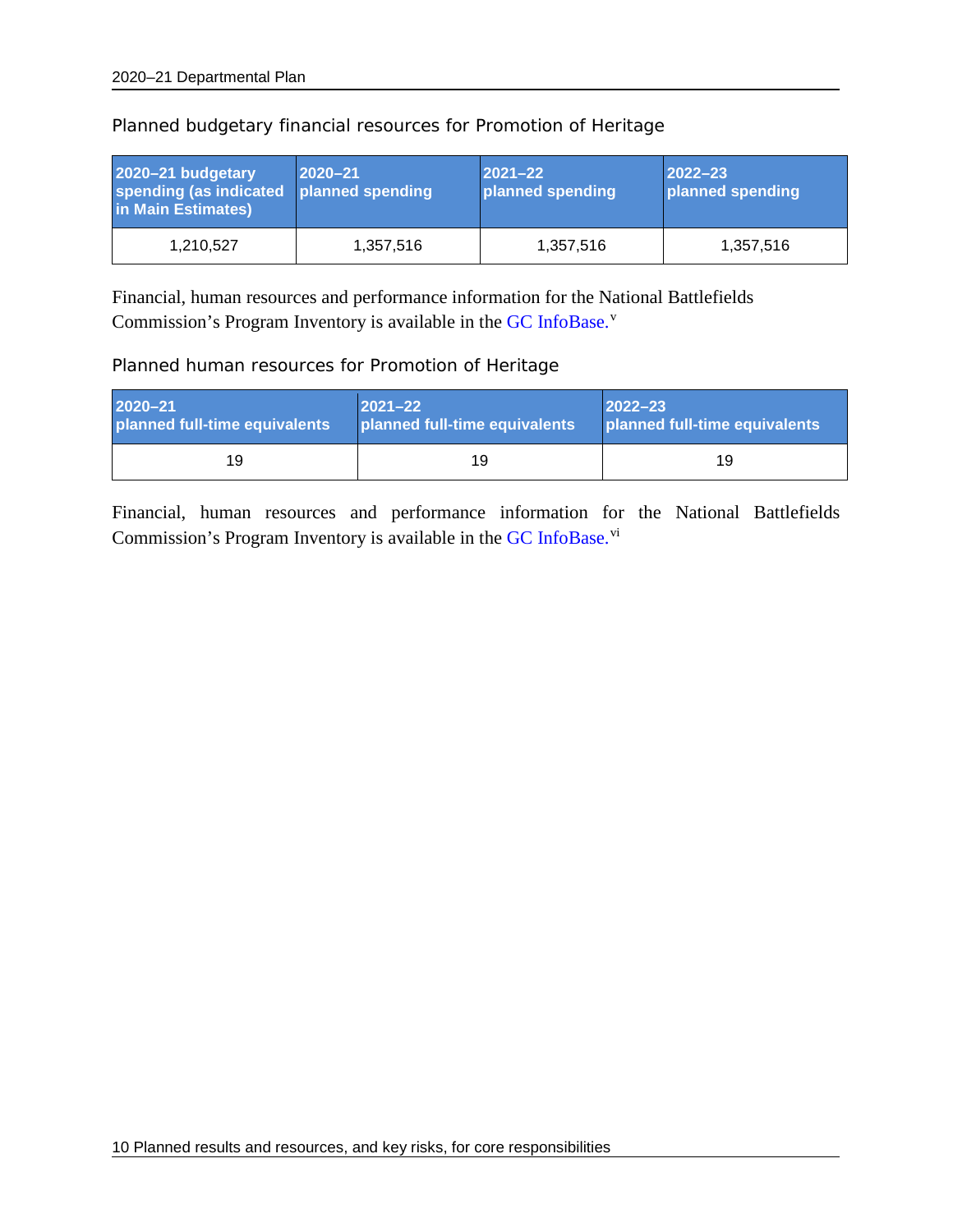### Planned budgetary financial resources for Promotion of Heritage

| 2020–21 budgetary spending (as indicated in Main Estimates) | 2020–21 planned spending | 2021–22 planned spending | 2022–23 planned spending |
|---|---|---|---|
| 1,210,527 | 1,357,516 | 1,357,516 | 1,357,516 |

Financial, human resources and performance information for the National Battlefields Commission's Program Inventory is available in the GC InfoBase.[v]

### Planned human resources for Promotion of Heritage

| 2020–21 planned full-time equivalents | 2021–22 planned full-time equivalents | 2022–23 planned full-time equivalents |
|---|---|---|
| 19 | 19 | 19 |

Financial, human resources and performance information for the National Battlefields Commission's Program Inventory is available in the GC InfoBase.[vi]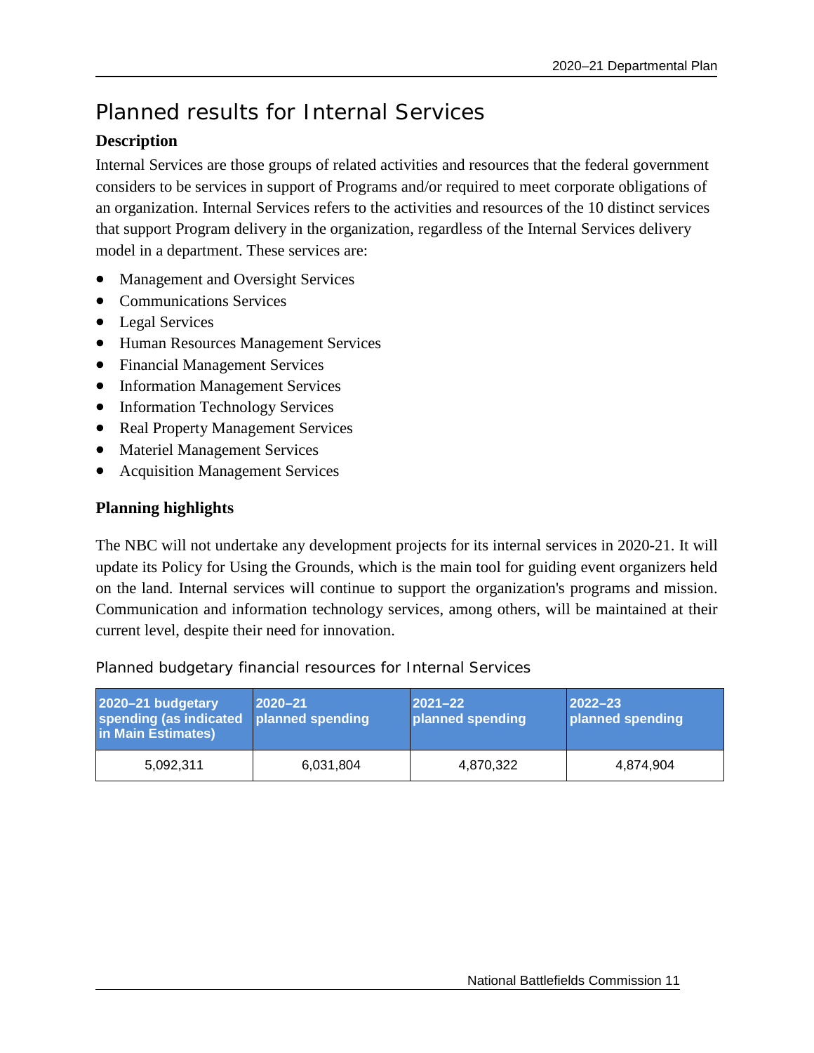## Planned results for Internal Services

### Description

Internal Services are those groups of related activities and resources that the federal government considers to be services in support of Programs and/or required to meet corporate obligations of an organization. Internal Services refers to the activities and resources of the 10 distinct services that support Program delivery in the organization, regardless of the Internal Services delivery model in a department. These services are:

- Management and Oversight Services
- Communications Services
- Legal Services
- Human Resources Management Services
- Financial Management Services
- Information Management Services
- Information Technology Services
- Real Property Management Services
- Materiel Management Services
- Acquisition Management Services

### Planning highlights

The NBC will not undertake any development projects for its internal services in 2020-21. It will update its Policy for Using the Grounds, which is the main tool for guiding event organizers held on the land. Internal services will continue to support the organization's programs and mission. Communication and information technology services, among others, will be maintained at their current level, despite their need for innovation.

Planned budgetary financial resources for Internal Services

| 2020–21 budgetary spending (as indicated in Main Estimates) | 2020–21 planned spending | 2021–22 planned spending | 2022–23 planned spending |
|---|---|---|---|
| 5,092,311 | 6,031,804 | 4,870,322 | 4,874,904 |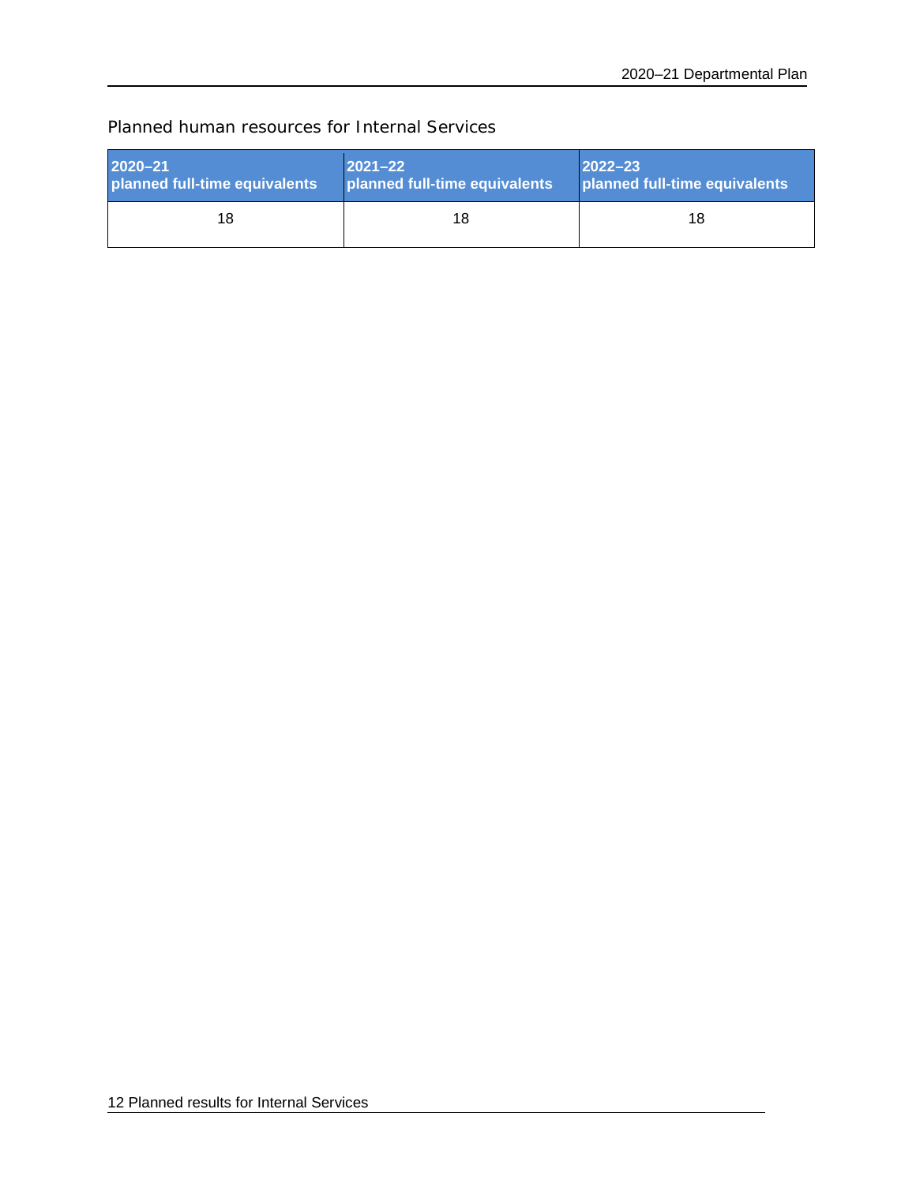### Planned human resources for Internal Services

| 2020–21 planned full-time equivalents | 2021–22 planned full-time equivalents | 2022–23 planned full-time equivalents |
|---|---|---|
| 18 | 18 | 18 |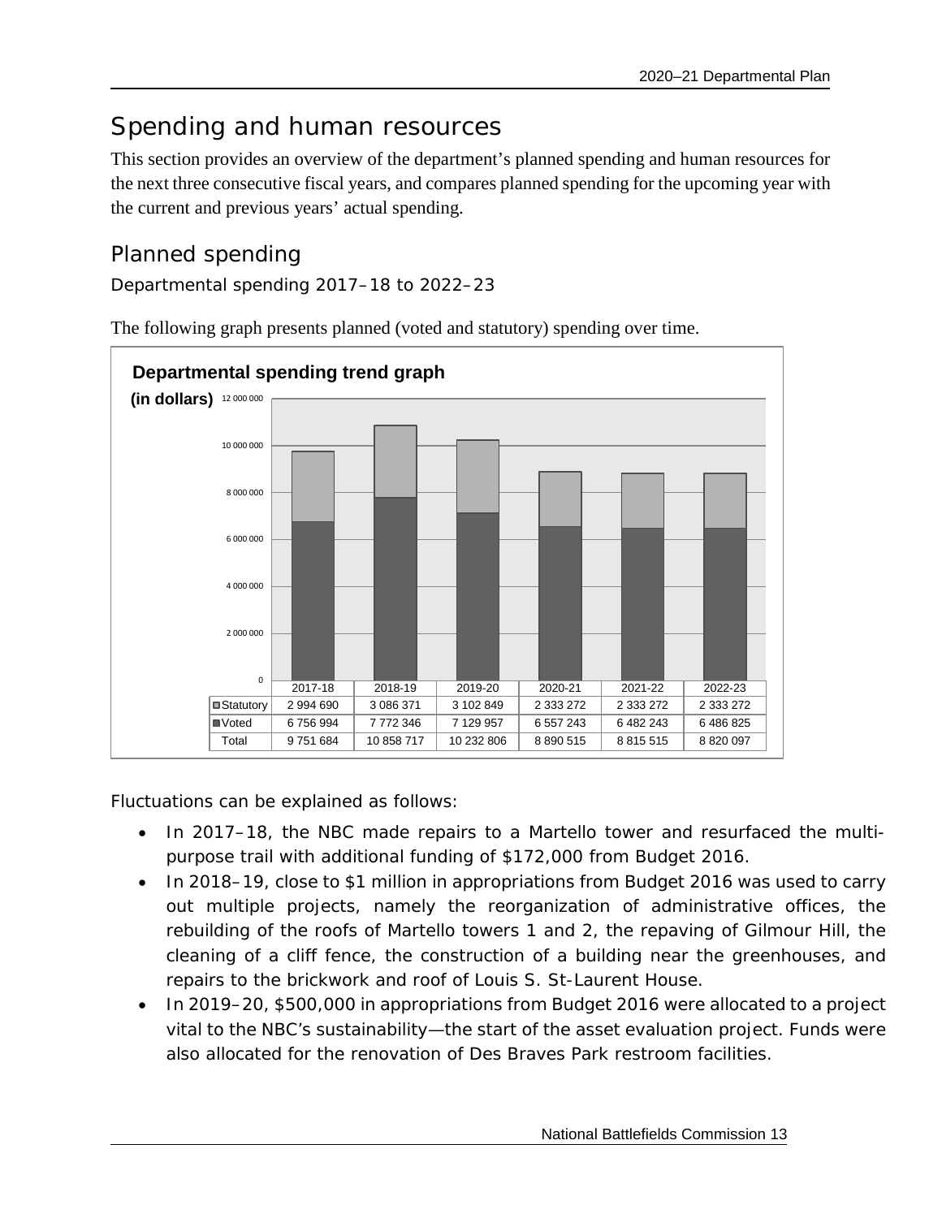# Spending and human resources

This section provides an overview of the department's planned spending and human resources for the next three consecutive fiscal years, and compares planned spending for the upcoming year with the current and previous years' actual spending.

## Planned spending

### Departmental spending 2017–18 to 2022–23

The following graph presents planned (voted and statutory) spending over time.

**Departmental spending trend graph**

**(in dollars)**

| | 2017-18 | 2018-19 | 2019-20 | 2020-21 | 2021-22 | 2022-23 |
|---|---|---|---|---|---|---|
| Statutory | 2 994 690 | 3 086 371 | 3 102 849 | 2 333 272 | 2 333 272 | 2 333 272 |
| Voted | 6 756 994 | 7 772 346 | 7 129 957 | 6 557 243 | 6 482 243 | 6 486 825 |
| Total | 9 751 684 | 10 858 717 | 10 232 806 | 8 890 515 | 8 815 515 | 8 820 097 |

Fluctuations can be explained as follows:

- In 2017–18, the NBC made repairs to a Martello tower and resurfaced the multi-purpose trail with additional funding of $172,000 from Budget 2016.
- In 2018–19, close to $1 million in appropriations from Budget 2016 was used to carry out multiple projects, namely the reorganization of administrative offices, the rebuilding of the roofs of Martello towers 1 and 2, the repaving of Gilmour Hill, the cleaning of a cliff fence, the construction of a building near the greenhouses, and repairs to the brickwork and roof of Louis S. St-Laurent House.
- In 2019–20, $500,000 in appropriations from Budget 2016 were allocated to a project vital to the NBC's sustainability—the start of the asset evaluation project. Funds were also allocated for the renovation of Des Braves Park restroom facilities.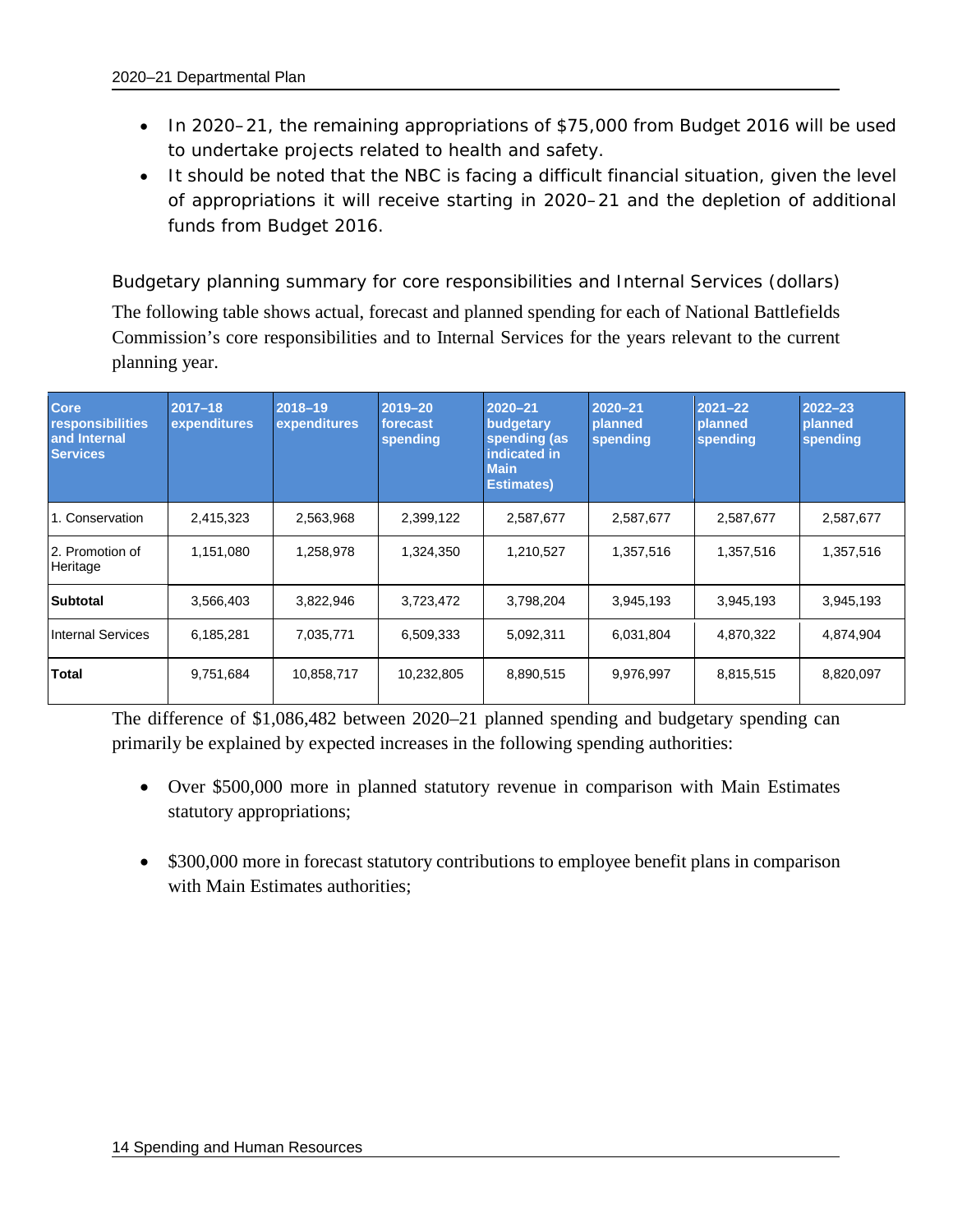- In 2020–21, the remaining appropriations of $75,000 from Budget 2016 will be used to undertake projects related to health and safety.
- It should be noted that the NBC is facing a difficult financial situation, given the level of appropriations it will receive starting in 2020–21 and the depletion of additional funds from Budget 2016.

### Budgetary planning summary for core responsibilities and Internal Services (dollars)

The following table shows actual, forecast and planned spending for each of National Battlefields Commission's core responsibilities and to Internal Services for the years relevant to the current planning year.

| Core responsibilities and Internal Services | 2017–18 expenditures | 2018–19 expenditures | 2019–20 forecast spending | 2020–21 budgetary spending (as indicated in Main Estimates) | 2020–21 planned spending | 2021–22 planned spending | 2022–23 planned spending |
|---|---|---|---|---|---|---|---|
| 1. Conservation | 2,415,323 | 2,563,968 | 2,399,122 | 2,587,677 | 2,587,677 | 2,587,677 | 2,587,677 |
| 2. Promotion of Heritage | 1,151,080 | 1,258,978 | 1,324,350 | 1,210,527 | 1,357,516 | 1,357,516 | 1,357,516 |
| **Subtotal** | 3,566,403 | 3,822,946 | 3,723,472 | 3,798,204 | 3,945,193 | 3,945,193 | 3,945,193 |
| Internal Services | 6,185,281 | 7,035,771 | 6,509,333 | 5,092,311 | 6,031,804 | 4,870,322 | 4,874,904 |
| **Total** | 9,751,684 | 10,858,717 | 10,232,805 | 8,890,515 | 9,976,997 | 8,815,515 | 8,820,097 |

The difference of $1,086,482 between 2020–21 planned spending and budgetary spending can primarily be explained by expected increases in the following spending authorities:

- Over $500,000 more in planned statutory revenue in comparison with Main Estimates statutory appropriations;
- $300,000 more in forecast statutory contributions to employee benefit plans in comparison with Main Estimates authorities;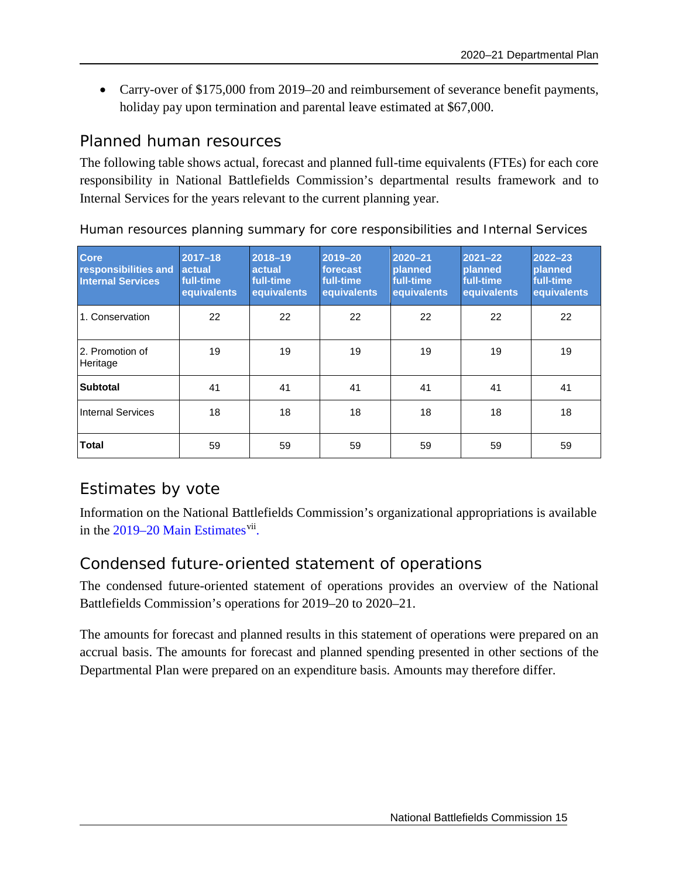- Carry-over of $175,000 from 2019–20 and reimbursement of severance benefit payments, holiday pay upon termination and parental leave estimated at $67,000.

## Planned human resources

The following table shows actual, forecast and planned full-time equivalents (FTEs) for each core responsibility in National Battlefields Commission's departmental results framework and to Internal Services for the years relevant to the current planning year.

### Human resources planning summary for core responsibilities and Internal Services

| Core responsibilities and Internal Services | 2017–18 actual full-time equivalents | 2018–19 actual full-time equivalents | 2019–20 forecast full-time equivalents | 2020–21 planned full-time equivalents | 2021–22 planned full-time equivalents | 2022–23 planned full-time equivalents |
|---|---|---|---|---|---|---|
| 1. Conservation | 22 | 22 | 22 | 22 | 22 | 22 |
| 2. Promotion of Heritage | 19 | 19 | 19 | 19 | 19 | 19 |
| **Subtotal** | 41 | 41 | 41 | 41 | 41 | 41 |
| Internal Services | 18 | 18 | 18 | 18 | 18 | 18 |
| **Total** | 59 | 59 | 59 | 59 | 59 | 59 |

## Estimates by vote

Information on the National Battlefields Commission's organizational appropriations is available in the 2019–20 Main Estimates[vii].

## Condensed future-oriented statement of operations

The condensed future-oriented statement of operations provides an overview of the National Battlefields Commission's operations for 2019–20 to 2020–21.

The amounts for forecast and planned results in this statement of operations were prepared on an accrual basis. The amounts for forecast and planned spending presented in other sections of the Departmental Plan were prepared on an expenditure basis. Amounts may therefore differ.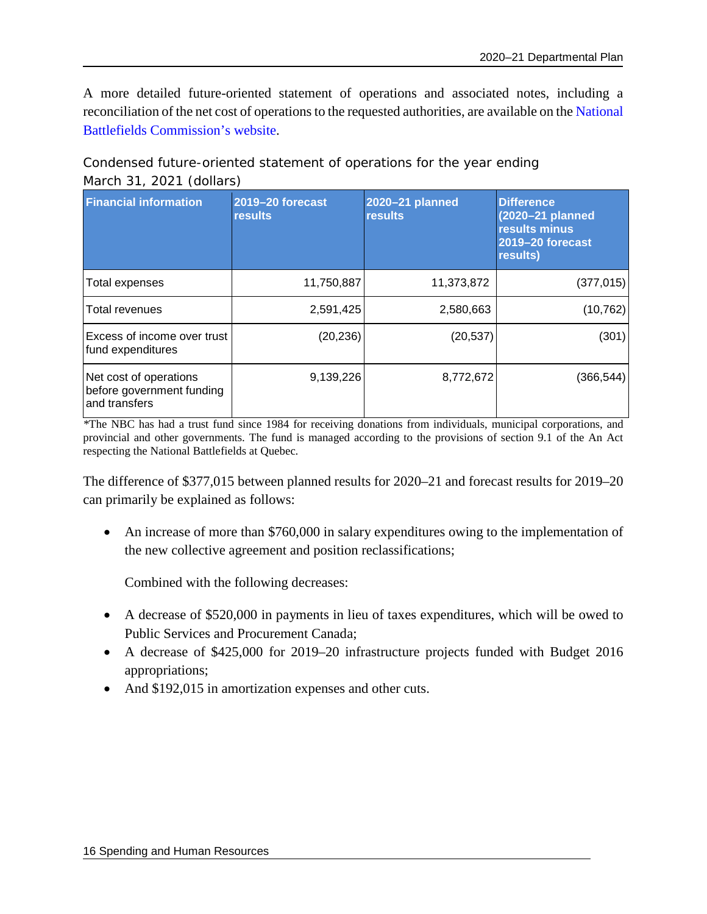A more detailed future-oriented statement of operations and associated notes, including a reconciliation of the net cost of operations to the requested authorities, are available on the National Battlefields Commission's website.

### Condensed future-oriented statement of operations for the year ending March 31, 2021 (dollars)

| Financial information | 2019–20 forecast results | 2020–21 planned results | Difference (2020–21 planned results minus 2019–20 forecast results) |
|---|---|---|---|
| Total expenses | 11,750,887 | 11,373,872 | (377,015) |
| Total revenues | 2,591,425 | 2,580,663 | (10,762) |
| Excess of income over trust fund expenditures | (20,236) | (20,537) | (301) |
| Net cost of operations before government funding and transfers | 9,139,226 | 8,772,672 | (366,544) |

*The NBC has had a trust fund since 1984 for receiving donations from individuals, municipal corporations, and provincial and other governments. The fund is managed according to the provisions of section 9.1 of the An Act respecting the National Battlefields at Quebec.

The difference of $377,015 between planned results for 2020–21 and forecast results for 2019–20 can primarily be explained as follows:

- An increase of more than $760,000 in salary expenditures owing to the implementation of the new collective agreement and position reclassifications;

  Combined with the following decreases:

- A decrease of $520,000 in payments in lieu of taxes expenditures, which will be owed to Public Services and Procurement Canada;
- A decrease of $425,000 for 2019–20 infrastructure projects funded with Budget 2016 appropriations;
- And $192,015 in amortization expenses and other cuts.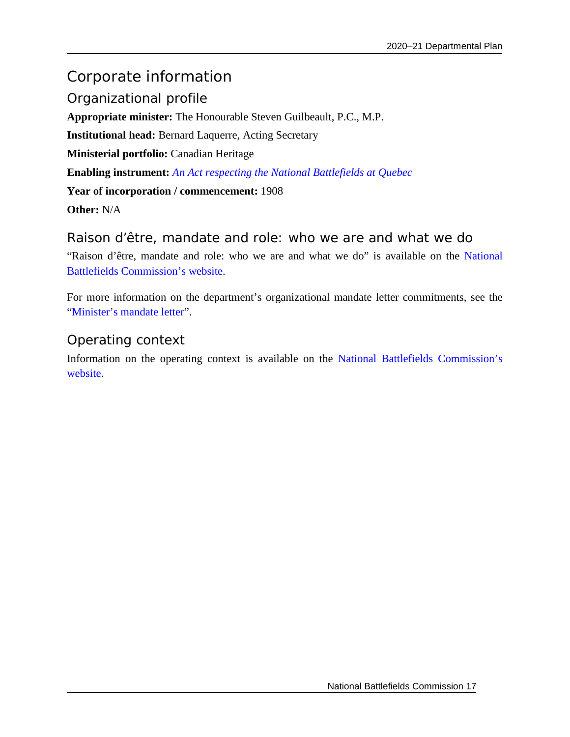# Corporate information

## Organizational profile

**Appropriate minister:** The Honourable Steven Guilbeault, P.C., M.P.

**Institutional head:** Bernard Laquerre, Acting Secretary

**Ministerial portfolio:** Canadian Heritage

**Enabling instrument:** *An Act respecting the National Battlefields at Quebec*

**Year of incorporation / commencement:** 1908

**Other:** N/A

## Raison d'être, mandate and role: who we are and what we do

"Raison d'être, mandate and role: who we are and what we do" is available on the National Battlefields Commission's website.

For more information on the department's organizational mandate letter commitments, see the "Minister's mandate letter".

## Operating context

Information on the operating context is available on the National Battlefields Commission's website.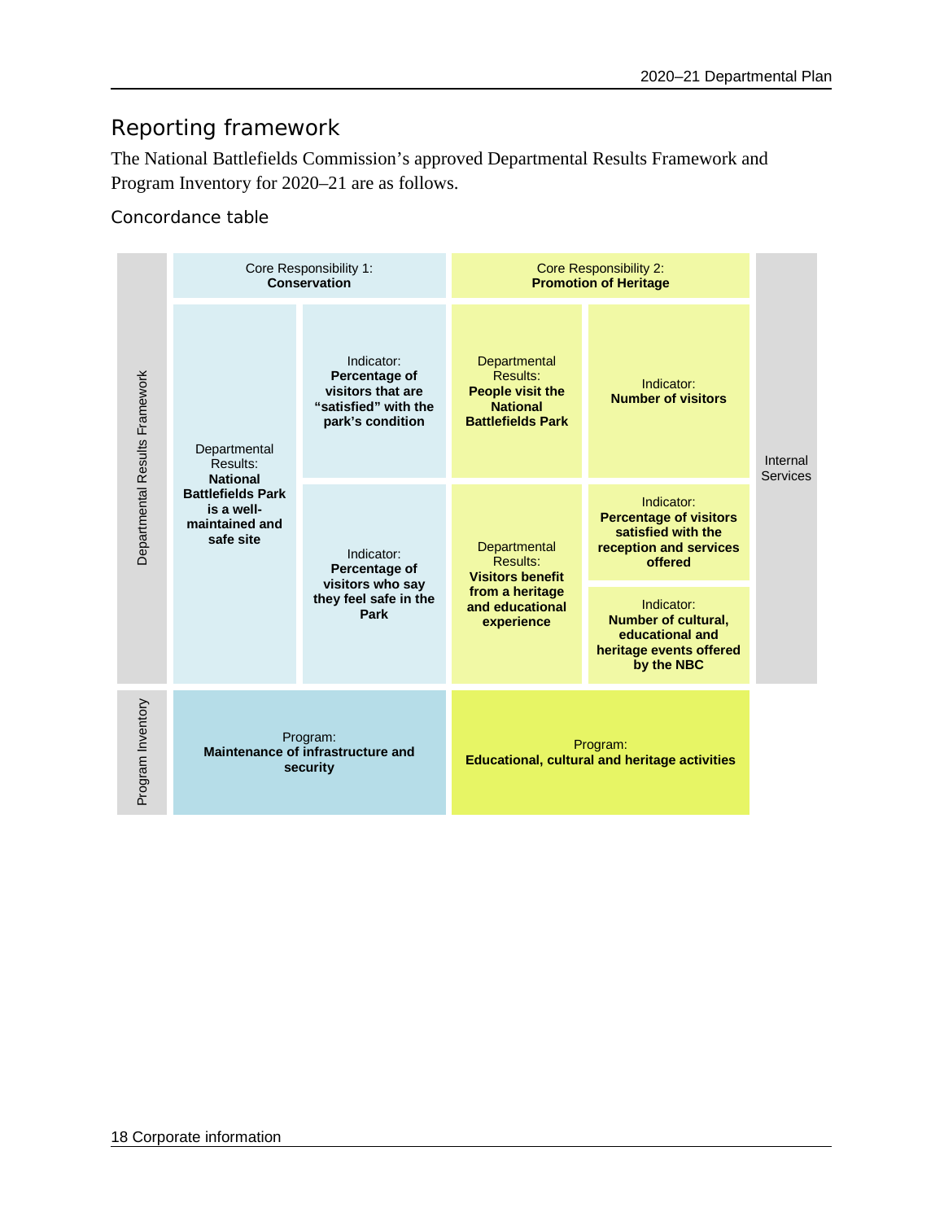## Reporting framework

The National Battlefields Commission's approved Departmental Results Framework and Program Inventory for 2020–21 are as follows.

### Concordance table

| | Core Responsibility 1: **Conservation** | | Core Responsibility 2: **Promotion of Heritage** | | |
|---|---|---|---|---|---|
| Departmental Results Framework | Departmental Results: **National Battlefields Park is a well-maintained and safe site** | Indicator: **Percentage of visitors that are "satisfied" with the park's condition** | Departmental Results: **People visit the National Battlefields Park** | Indicator: **Number of visitors** | Internal Services |
| | | Indicator: **Percentage of visitors who say they feel safe in the Park** | Departmental Results: **Visitors benefit from a heritage and educational experience** | Indicator: **Percentage of visitors satisfied with the reception and services offered** | |
| | | | | Indicator: **Number of cultural, educational and heritage events offered by the NBC** | |
| Program Inventory | Program: **Maintenance of infrastructure and security** | | Program: **Educational, cultural and heritage activities** | | |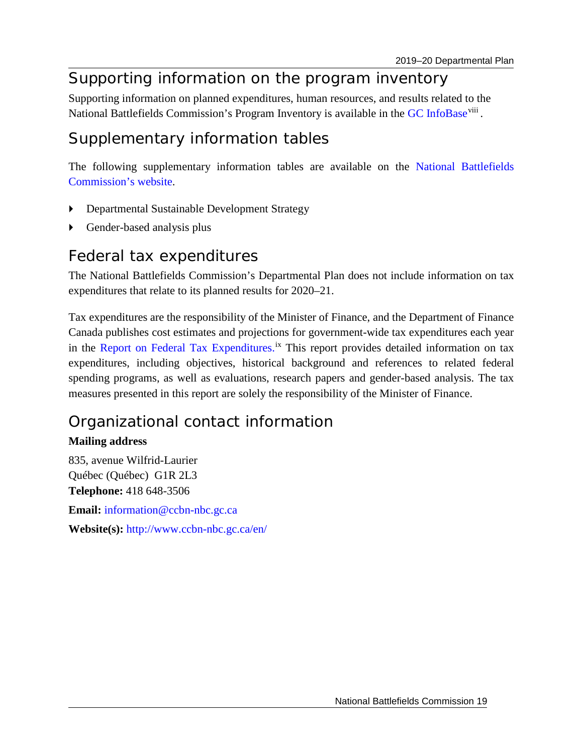## Supporting information on the program inventory

Supporting information on planned expenditures, human resources, and results related to the National Battlefields Commission's Program Inventory is available in the GC InfoBase[viii].

## Supplementary information tables

The following supplementary information tables are available on the National Battlefields Commission's website.

- Departmental Sustainable Development Strategy
- Gender-based analysis plus

## Federal tax expenditures

The National Battlefields Commission's Departmental Plan does not include information on tax expenditures that relate to its planned results for 2020–21.

Tax expenditures are the responsibility of the Minister of Finance, and the Department of Finance Canada publishes cost estimates and projections for government-wide tax expenditures each year in the Report on Federal Tax Expenditures.[ix] This report provides detailed information on tax expenditures, including objectives, historical background and references to related federal spending programs, as well as evaluations, research papers and gender-based analysis. The tax measures presented in this report are solely the responsibility of the Minister of Finance.

## Organizational contact information

**Mailing address**

835, avenue Wilfrid-Laurier
Québec (Québec) G1R 2L3
**Telephone:** 418 648-3506

**Email:** information@ccbn-nbc.gc.ca

**Website(s):** http://www.ccbn-nbc.gc.ca/en/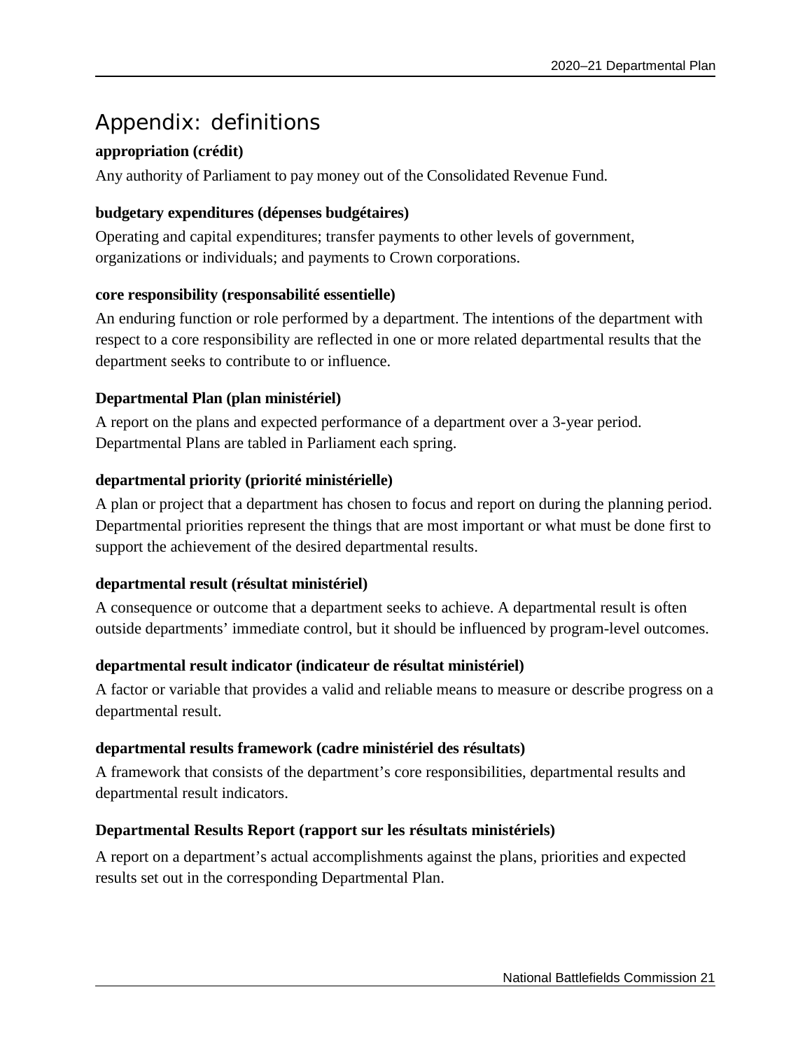# Appendix: definitions

**appropriation (crédit)**

Any authority of Parliament to pay money out of the Consolidated Revenue Fund.

**budgetary expenditures (dépenses budgétaires)**

Operating and capital expenditures; transfer payments to other levels of government, organizations or individuals; and payments to Crown corporations.

**core responsibility (responsabilité essentielle)**

An enduring function or role performed by a department. The intentions of the department with respect to a core responsibility are reflected in one or more related departmental results that the department seeks to contribute to or influence.

**Departmental Plan (plan ministériel)**

A report on the plans and expected performance of a department over a 3-year period. Departmental Plans are tabled in Parliament each spring.

**departmental priority (priorité ministérielle)**

A plan or project that a department has chosen to focus and report on during the planning period. Departmental priorities represent the things that are most important or what must be done first to support the achievement of the desired departmental results.

**departmental result (résultat ministériel)**

A consequence or outcome that a department seeks to achieve. A departmental result is often outside departments' immediate control, but it should be influenced by program-level outcomes.

**departmental result indicator (indicateur de résultat ministériel)**

A factor or variable that provides a valid and reliable means to measure or describe progress on a departmental result.

**departmental results framework (cadre ministériel des résultats)**

A framework that consists of the department's core responsibilities, departmental results and departmental result indicators.

**Departmental Results Report (rapport sur les résultats ministériels)**

A report on a department's actual accomplishments against the plans, priorities and expected results set out in the corresponding Departmental Plan.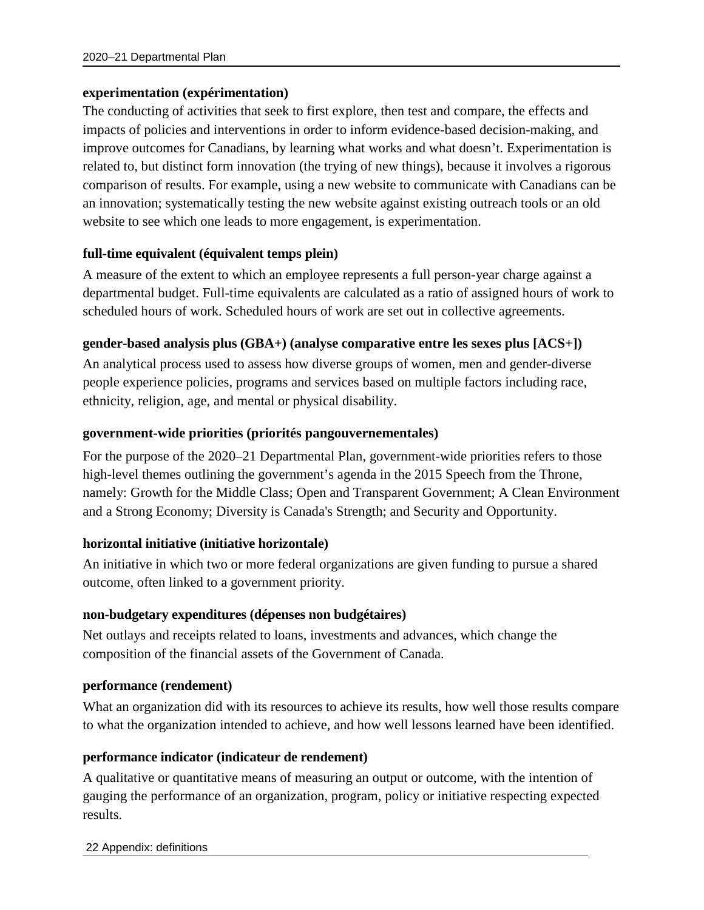**experimentation (expérimentation)**

The conducting of activities that seek to first explore, then test and compare, the effects and impacts of policies and interventions in order to inform evidence-based decision-making, and improve outcomes for Canadians, by learning what works and what doesn't. Experimentation is related to, but distinct form innovation (the trying of new things), because it involves a rigorous comparison of results. For example, using a new website to communicate with Canadians can be an innovation; systematically testing the new website against existing outreach tools or an old website to see which one leads to more engagement, is experimentation.

**full-time equivalent (équivalent temps plein)**

A measure of the extent to which an employee represents a full person-year charge against a departmental budget. Full-time equivalents are calculated as a ratio of assigned hours of work to scheduled hours of work. Scheduled hours of work are set out in collective agreements.

**gender-based analysis plus (GBA+) (analyse comparative entre les sexes plus [ACS+])**

An analytical process used to assess how diverse groups of women, men and gender-diverse people experience policies, programs and services based on multiple factors including race, ethnicity, religion, age, and mental or physical disability.

**government-wide priorities (priorités pangouvernementales)**

For the purpose of the 2020–21 Departmental Plan, government-wide priorities refers to those high-level themes outlining the government's agenda in the 2015 Speech from the Throne, namely: Growth for the Middle Class; Open and Transparent Government; A Clean Environment and a Strong Economy; Diversity is Canada's Strength; and Security and Opportunity.

**horizontal initiative (initiative horizontale)**

An initiative in which two or more federal organizations are given funding to pursue a shared outcome, often linked to a government priority.

**non-budgetary expenditures (dépenses non budgétaires)**

Net outlays and receipts related to loans, investments and advances, which change the composition of the financial assets of the Government of Canada.

**performance (rendement)**

What an organization did with its resources to achieve its results, how well those results compare to what the organization intended to achieve, and how well lessons learned have been identified.

**performance indicator (indicateur de rendement)**

A qualitative or quantitative means of measuring an output or outcome, with the intention of gauging the performance of an organization, program, policy or initiative respecting expected results.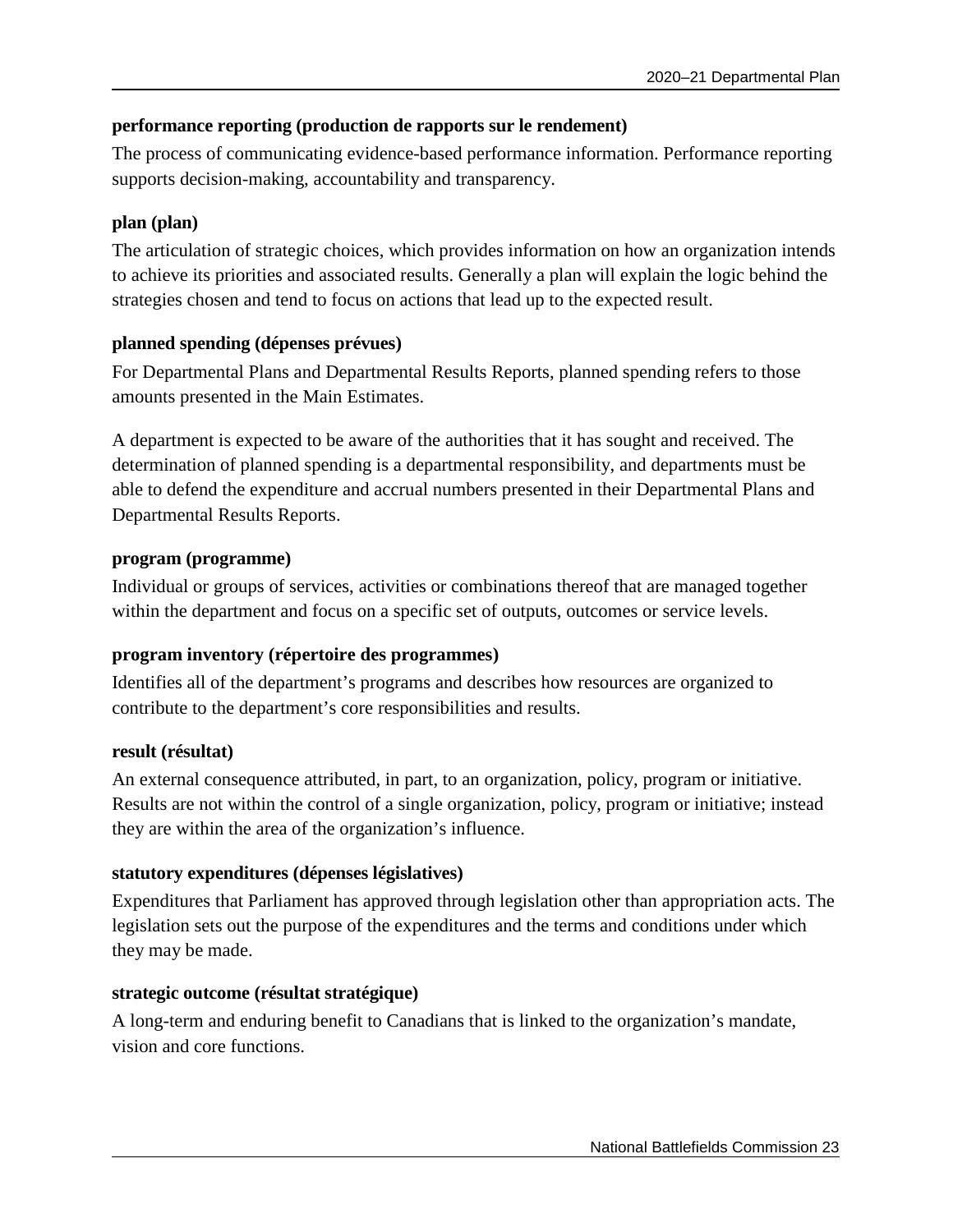**performance reporting (production de rapports sur le rendement)**

The process of communicating evidence-based performance information. Performance reporting supports decision-making, accountability and transparency.

**plan (plan)**

The articulation of strategic choices, which provides information on how an organization intends to achieve its priorities and associated results. Generally a plan will explain the logic behind the strategies chosen and tend to focus on actions that lead up to the expected result.

**planned spending (dépenses prévues)**

For Departmental Plans and Departmental Results Reports, planned spending refers to those amounts presented in the Main Estimates.

A department is expected to be aware of the authorities that it has sought and received. The determination of planned spending is a departmental responsibility, and departments must be able to defend the expenditure and accrual numbers presented in their Departmental Plans and Departmental Results Reports.

**program (programme)**

Individual or groups of services, activities or combinations thereof that are managed together within the department and focus on a specific set of outputs, outcomes or service levels.

**program inventory (répertoire des programmes)**

Identifies all of the department's programs and describes how resources are organized to contribute to the department's core responsibilities and results.

**result (résultat)**

An external consequence attributed, in part, to an organization, policy, program or initiative. Results are not within the control of a single organization, policy, program or initiative; instead they are within the area of the organization's influence.

**statutory expenditures (dépenses législatives)**

Expenditures that Parliament has approved through legislation other than appropriation acts. The legislation sets out the purpose of the expenditures and the terms and conditions under which they may be made.

**strategic outcome (résultat stratégique)**

A long-term and enduring benefit to Canadians that is linked to the organization's mandate, vision and core functions.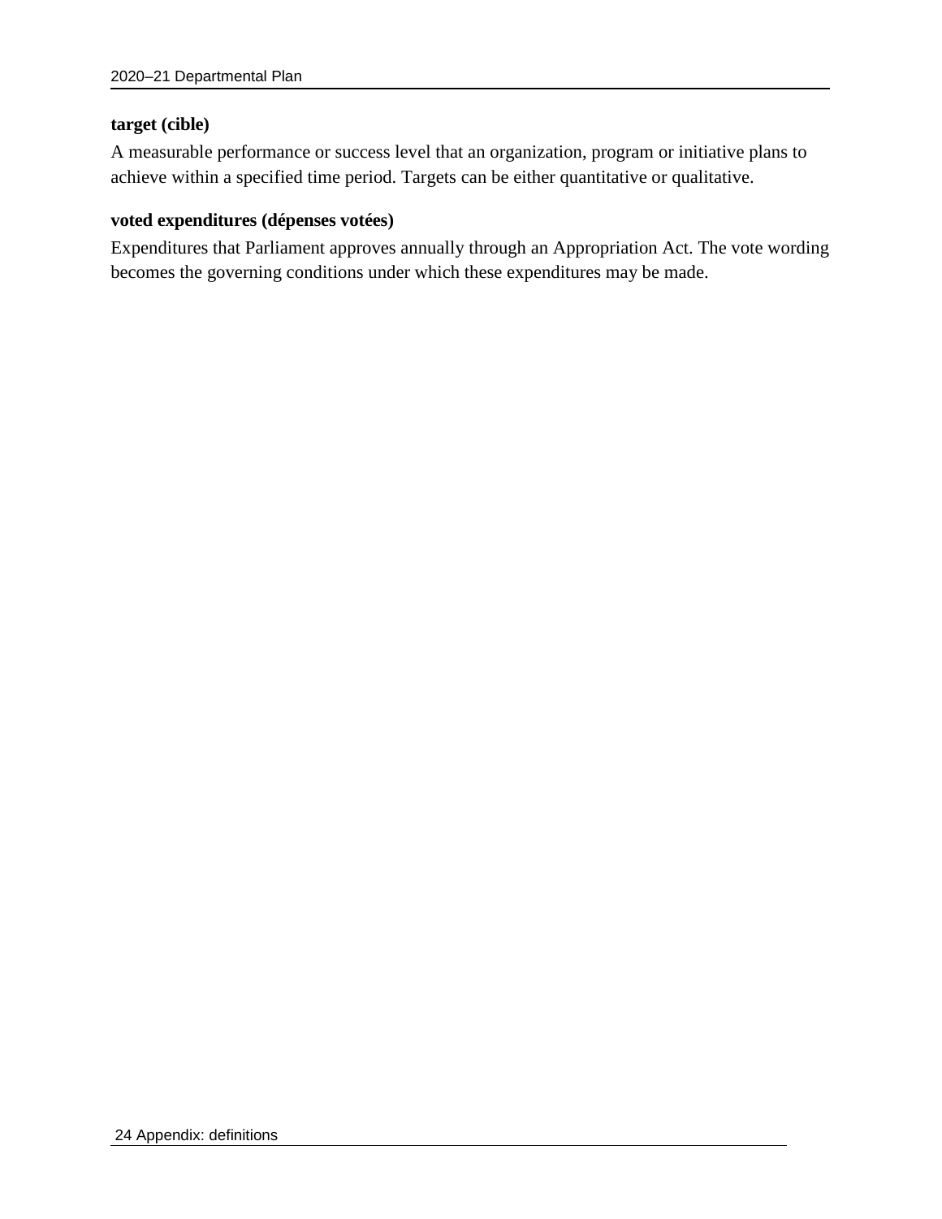**target (cible)**

A measurable performance or success level that an organization, program or initiative plans to achieve within a specified time period. Targets can be either quantitative or qualitative.

**voted expenditures (dépenses votées)**

Expenditures that Parliament approves annually through an Appropriation Act. The vote wording becomes the governing conditions under which these expenditures may be made.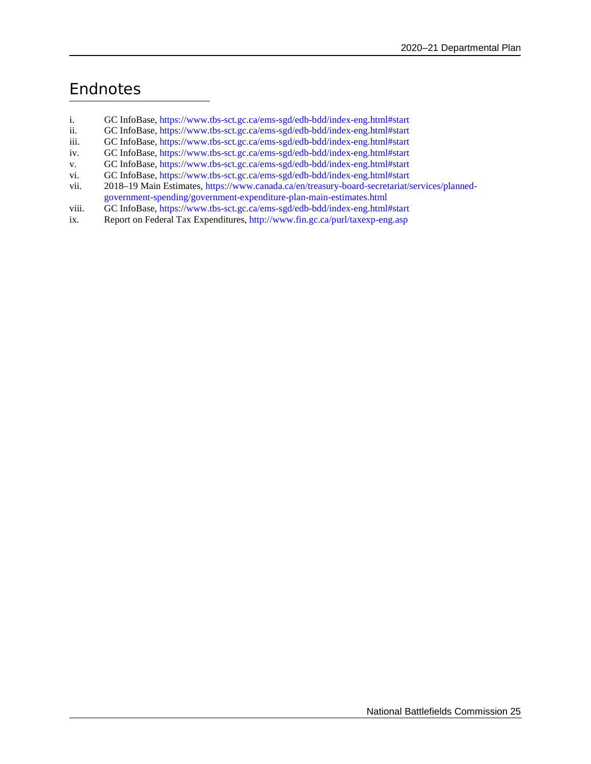# Endnotes

i. GC InfoBase, https://www.tbs-sct.gc.ca/ems-sgd/edb-bdd/index-eng.html#start

ii. GC InfoBase, https://www.tbs-sct.gc.ca/ems-sgd/edb-bdd/index-eng.html#start

iii. GC InfoBase, https://www.tbs-sct.gc.ca/ems-sgd/edb-bdd/index-eng.html#start

iv. GC InfoBase, https://www.tbs-sct.gc.ca/ems-sgd/edb-bdd/index-eng.html#start

v. GC InfoBase, https://www.tbs-sct.gc.ca/ems-sgd/edb-bdd/index-eng.html#start

vi. GC InfoBase, https://www.tbs-sct.gc.ca/ems-sgd/edb-bdd/index-eng.html#start

vii. 2018–19 Main Estimates, https://www.canada.ca/en/treasury-board-secretariat/services/planned-government-spending/government-expenditure-plan-main-estimates.html

viii. GC InfoBase, https://www.tbs-sct.gc.ca/ems-sgd/edb-bdd/index-eng.html#start

ix. Report on Federal Tax Expenditures, http://www.fin.gc.ca/purl/taxexp-eng.asp